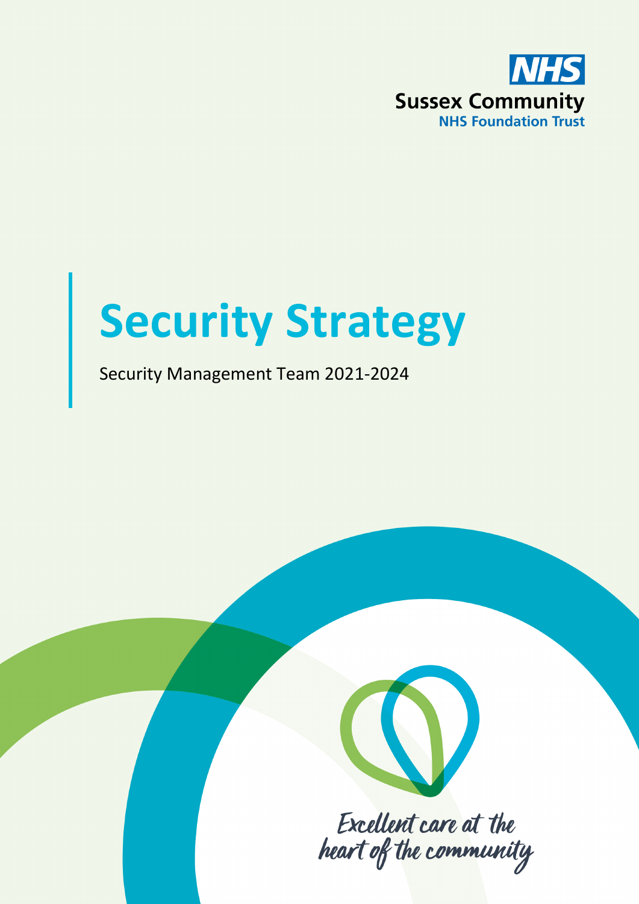NHS

Sussex Community
NHS Foundation Trust

# Security Strategy

Security Management Team 2021-2024

*Excellent care at the heart of the community*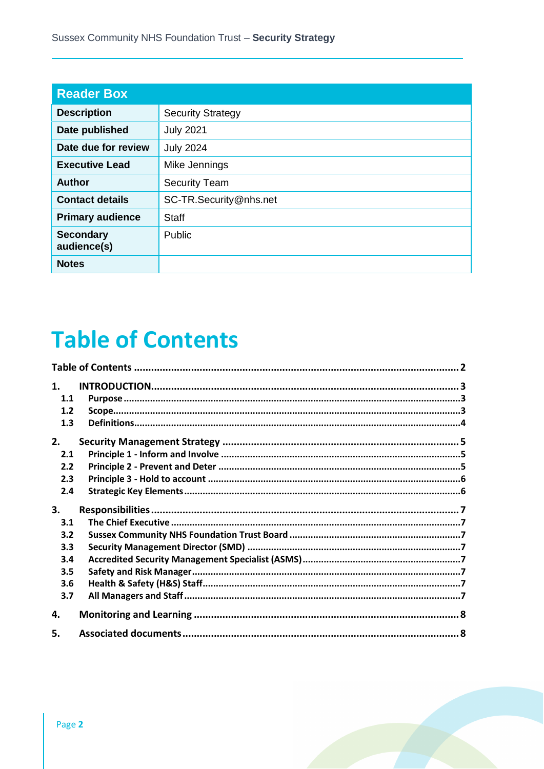| Reader Box | |
|---|---|
| **Description** | Security Strategy |
| **Date published** | July 2021 |
| **Date due for review** | July 2024 |
| **Executive Lead** | Mike Jennings |
| **Author** | Security Team |
| **Contact details** | SC-TR.Security@nhs.net |
| **Primary audience** | Staff |
| **Secondary audience(s)** | Public |
| **Notes** | |

# Table of Contents

**Table of Contents** ..... 2

**1. INTRODUCTION** ..... 3
- **1.1 Purpose** ..... 3
- **1.2 Scope** ..... 3
- **1.3 Definitions** ..... 4

**2. Security Management Strategy** ..... 5
- **2.1 Principle 1 - Inform and Involve** ..... 5
- **2.2 Principle 2 - Prevent and Deter** ..... 5
- **2.3 Principle 3 - Hold to account** ..... 6
- **2.4 Strategic Key Elements** ..... 6

**3. Responsibilities** ..... 7
- **3.1 The Chief Executive** ..... 7
- **3.2 Sussex Community NHS Foundation Trust Board** ..... 7
- **3.3 Security Management Director (SMD)** ..... 7
- **3.4 Accredited Security Management Specialist (ASMS)** ..... 7
- **3.5 Safety and Risk Manager** ..... 7
- **3.6 Health & Safety (H&S) Staff** ..... 7
- **3.7 All Managers and Staff** ..... 7

**4. Monitoring and Learning** ..... 8

**5. Associated documents** ..... 8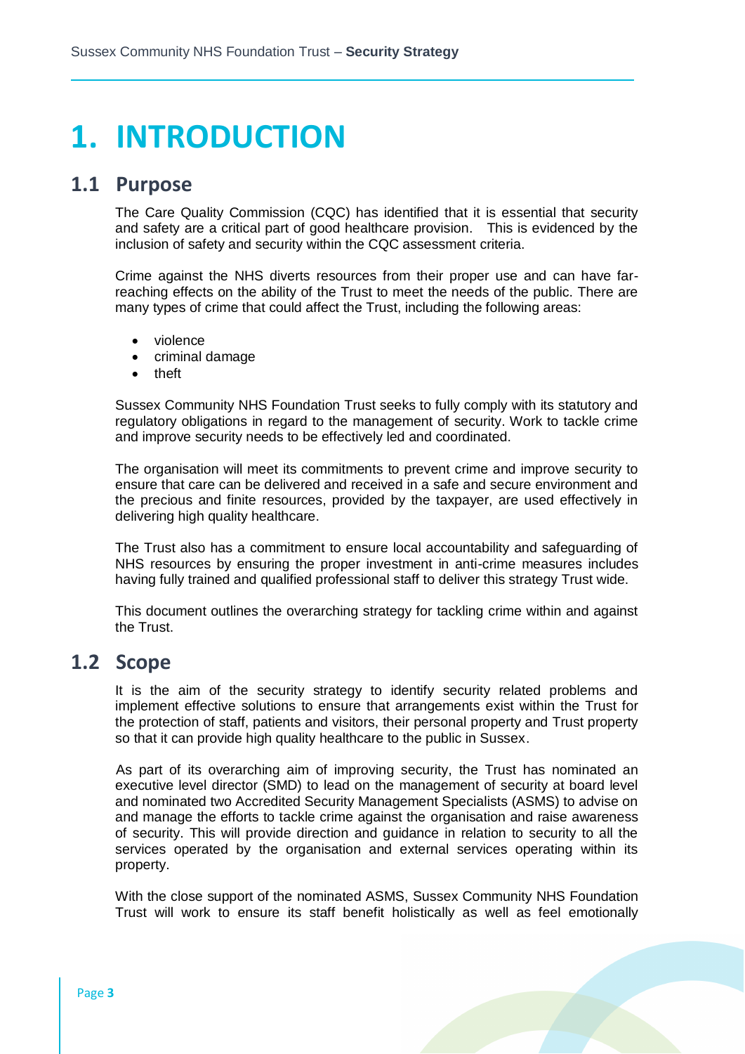# 1. INTRODUCTION

## 1.1 Purpose

The Care Quality Commission (CQC) has identified that it is essential that security and safety are a critical part of good healthcare provision. This is evidenced by the inclusion of safety and security within the CQC assessment criteria.

Crime against the NHS diverts resources from their proper use and can have far-reaching effects on the ability of the Trust to meet the needs of the public. There are many types of crime that could affect the Trust, including the following areas:

- violence
- criminal damage
- theft

Sussex Community NHS Foundation Trust seeks to fully comply with its statutory and regulatory obligations in regard to the management of security. Work to tackle crime and improve security needs to be effectively led and coordinated.

The organisation will meet its commitments to prevent crime and improve security to ensure that care can be delivered and received in a safe and secure environment and the precious and finite resources, provided by the taxpayer, are used effectively in delivering high quality healthcare.

The Trust also has a commitment to ensure local accountability and safeguarding of NHS resources by ensuring the proper investment in anti-crime measures includes having fully trained and qualified professional staff to deliver this strategy Trust wide.

This document outlines the overarching strategy for tackling crime within and against the Trust.

## 1.2 Scope

It is the aim of the security strategy to identify security related problems and implement effective solutions to ensure that arrangements exist within the Trust for the protection of staff, patients and visitors, their personal property and Trust property so that it can provide high quality healthcare to the public in Sussex.

As part of its overarching aim of improving security, the Trust has nominated an executive level director (SMD) to lead on the management of security at board level and nominated two Accredited Security Management Specialists (ASMS) to advise on and manage the efforts to tackle crime against the organisation and raise awareness of security. This will provide direction and guidance in relation to security to all the services operated by the organisation and external services operating within its property.

With the close support of the nominated ASMS, Sussex Community NHS Foundation Trust will work to ensure its staff benefit holistically as well as feel emotionally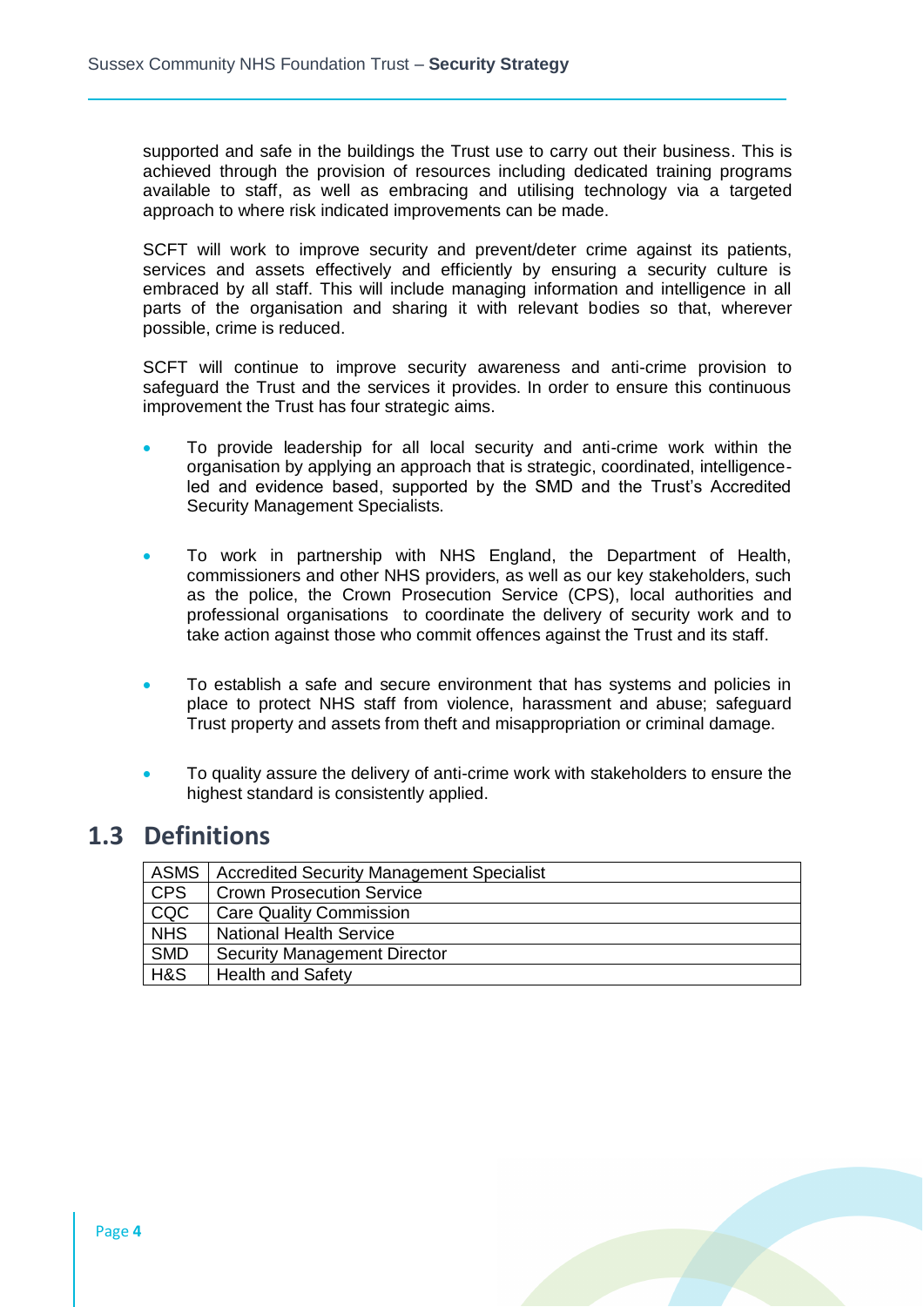supported and safe in the buildings the Trust use to carry out their business. This is achieved through the provision of resources including dedicated training programs available to staff, as well as embracing and utilising technology via a targeted approach to where risk indicated improvements can be made.

SCFT will work to improve security and prevent/deter crime against its patients, services and assets effectively and efficiently by ensuring a security culture is embraced by all staff. This will include managing information and intelligence in all parts of the organisation and sharing it with relevant bodies so that, wherever possible, crime is reduced.

SCFT will continue to improve security awareness and anti-crime provision to safeguard the Trust and the services it provides. In order to ensure this continuous improvement the Trust has four strategic aims.

- To provide leadership for all local security and anti-crime work within the organisation by applying an approach that is strategic, coordinated, intelligence-led and evidence based, supported by the SMD and the Trust's Accredited Security Management Specialists.

- To work in partnership with NHS England, the Department of Health, commissioners and other NHS providers, as well as our key stakeholders, such as the police, the Crown Prosecution Service (CPS), local authorities and professional organisations to coordinate the delivery of security work and to take action against those who commit offences against the Trust and its staff.

- To establish a safe and secure environment that has systems and policies in place to protect NHS staff from violence, harassment and abuse; safeguard Trust property and assets from theft and misappropriation or criminal damage.

- To quality assure the delivery of anti-crime work with stakeholders to ensure the highest standard is consistently applied.

## 1.3 Definitions

| ASMS | Accredited Security Management Specialist |
|---|---|
| CPS | Crown Prosecution Service |
| CQC | Care Quality Commission |
| NHS | National Health Service |
| SMD | Security Management Director |
| H&S | Health and Safety |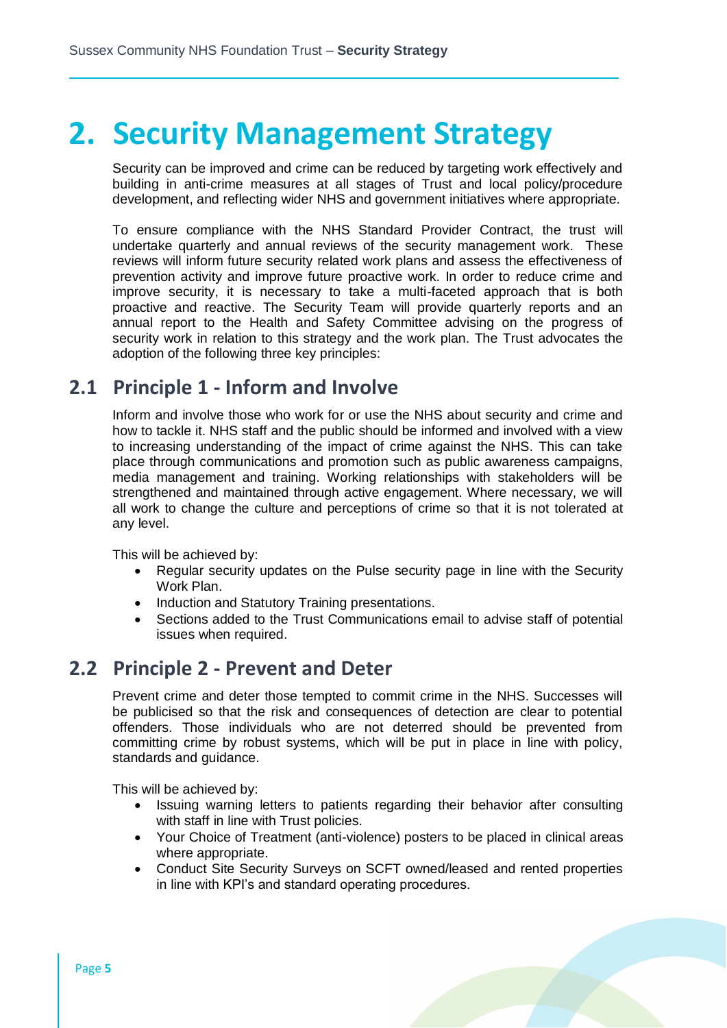# 2. Security Management Strategy

Security can be improved and crime can be reduced by targeting work effectively and building in anti-crime measures at all stages of Trust and local policy/procedure development, and reflecting wider NHS and government initiatives where appropriate.

To ensure compliance with the NHS Standard Provider Contract, the trust will undertake quarterly and annual reviews of the security management work. These reviews will inform future security related work plans and assess the effectiveness of prevention activity and improve future proactive work. In order to reduce crime and improve security, it is necessary to take a multi-faceted approach that is both proactive and reactive. The Security Team will provide quarterly reports and an annual report to the Health and Safety Committee advising on the progress of security work in relation to this strategy and the work plan. The Trust advocates the adoption of the following three key principles:

## 2.1 Principle 1 - Inform and Involve

Inform and involve those who work for or use the NHS about security and crime and how to tackle it. NHS staff and the public should be informed and involved with a view to increasing understanding of the impact of crime against the NHS. This can take place through communications and promotion such as public awareness campaigns, media management and training. Working relationships with stakeholders will be strengthened and maintained through active engagement. Where necessary, we will all work to change the culture and perceptions of crime so that it is not tolerated at any level.

This will be achieved by:

- Regular security updates on the Pulse security page in line with the Security Work Plan.
- Induction and Statutory Training presentations.
- Sections added to the Trust Communications email to advise staff of potential issues when required.

## 2.2 Principle 2 - Prevent and Deter

Prevent crime and deter those tempted to commit crime in the NHS. Successes will be publicised so that the risk and consequences of detection are clear to potential offenders. Those individuals who are not deterred should be prevented from committing crime by robust systems, which will be put in place in line with policy, standards and guidance.

This will be achieved by:

- Issuing warning letters to patients regarding their behavior after consulting with staff in line with Trust policies.
- Your Choice of Treatment (anti-violence) posters to be placed in clinical areas where appropriate.
- Conduct Site Security Surveys on SCFT owned/leased and rented properties in line with KPI's and standard operating procedures.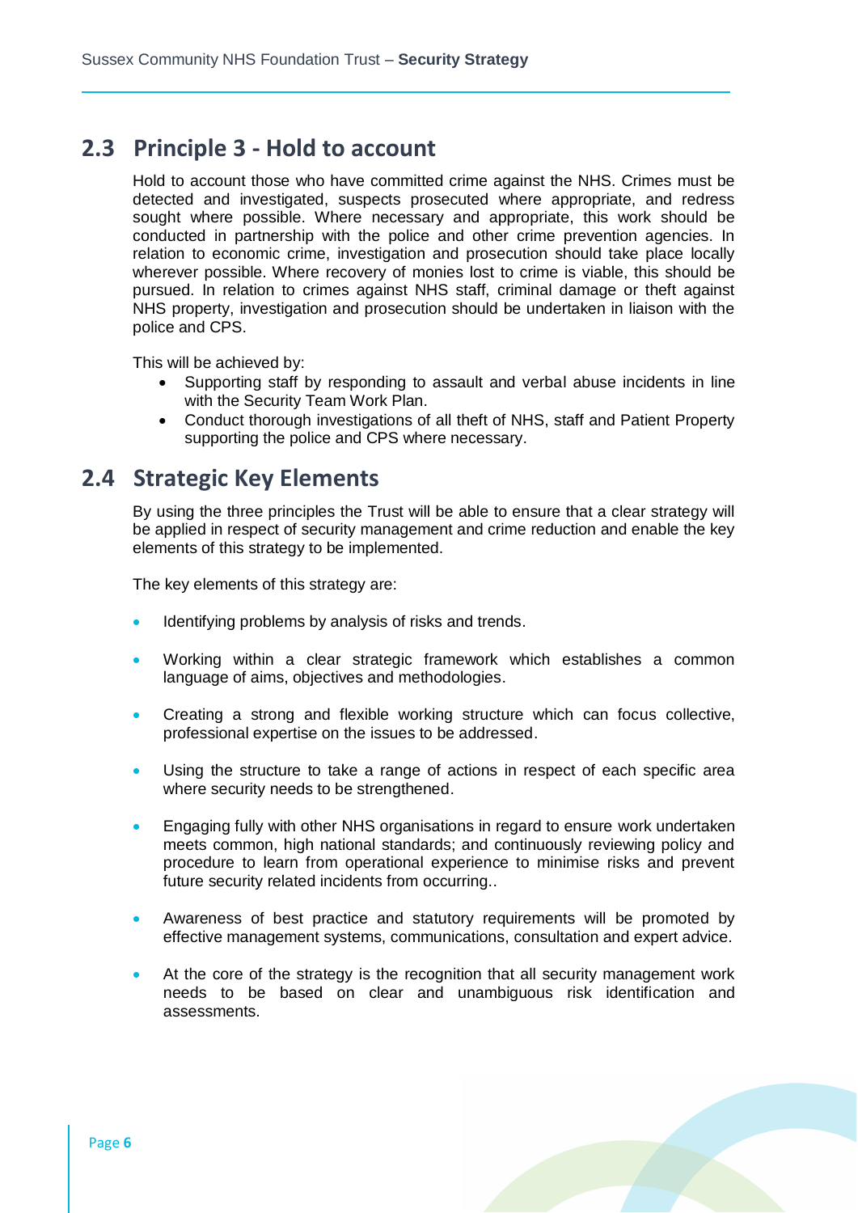## 2.3 Principle 3 - Hold to account

Hold to account those who have committed crime against the NHS. Crimes must be detected and investigated, suspects prosecuted where appropriate, and redress sought where possible. Where necessary and appropriate, this work should be conducted in partnership with the police and other crime prevention agencies. In relation to economic crime, investigation and prosecution should take place locally wherever possible. Where recovery of monies lost to crime is viable, this should be pursued. In relation to crimes against NHS staff, criminal damage or theft against NHS property, investigation and prosecution should be undertaken in liaison with the police and CPS.

This will be achieved by:

- Supporting staff by responding to assault and verbal abuse incidents in line with the Security Team Work Plan.
- Conduct thorough investigations of all theft of NHS, staff and Patient Property supporting the police and CPS where necessary.

## 2.4 Strategic Key Elements

By using the three principles the Trust will be able to ensure that a clear strategy will be applied in respect of security management and crime reduction and enable the key elements of this strategy to be implemented.

The key elements of this strategy are:

- Identifying problems by analysis of risks and trends.
- Working within a clear strategic framework which establishes a common language of aims, objectives and methodologies.
- Creating a strong and flexible working structure which can focus collective, professional expertise on the issues to be addressed.
- Using the structure to take a range of actions in respect of each specific area where security needs to be strengthened.
- Engaging fully with other NHS organisations in regard to ensure work undertaken meets common, high national standards; and continuously reviewing policy and procedure to learn from operational experience to minimise risks and prevent future security related incidents from occurring..
- Awareness of best practice and statutory requirements will be promoted by effective management systems, communications, consultation and expert advice.
- At the core of the strategy is the recognition that all security management work needs to be based on clear and unambiguous risk identification and assessments.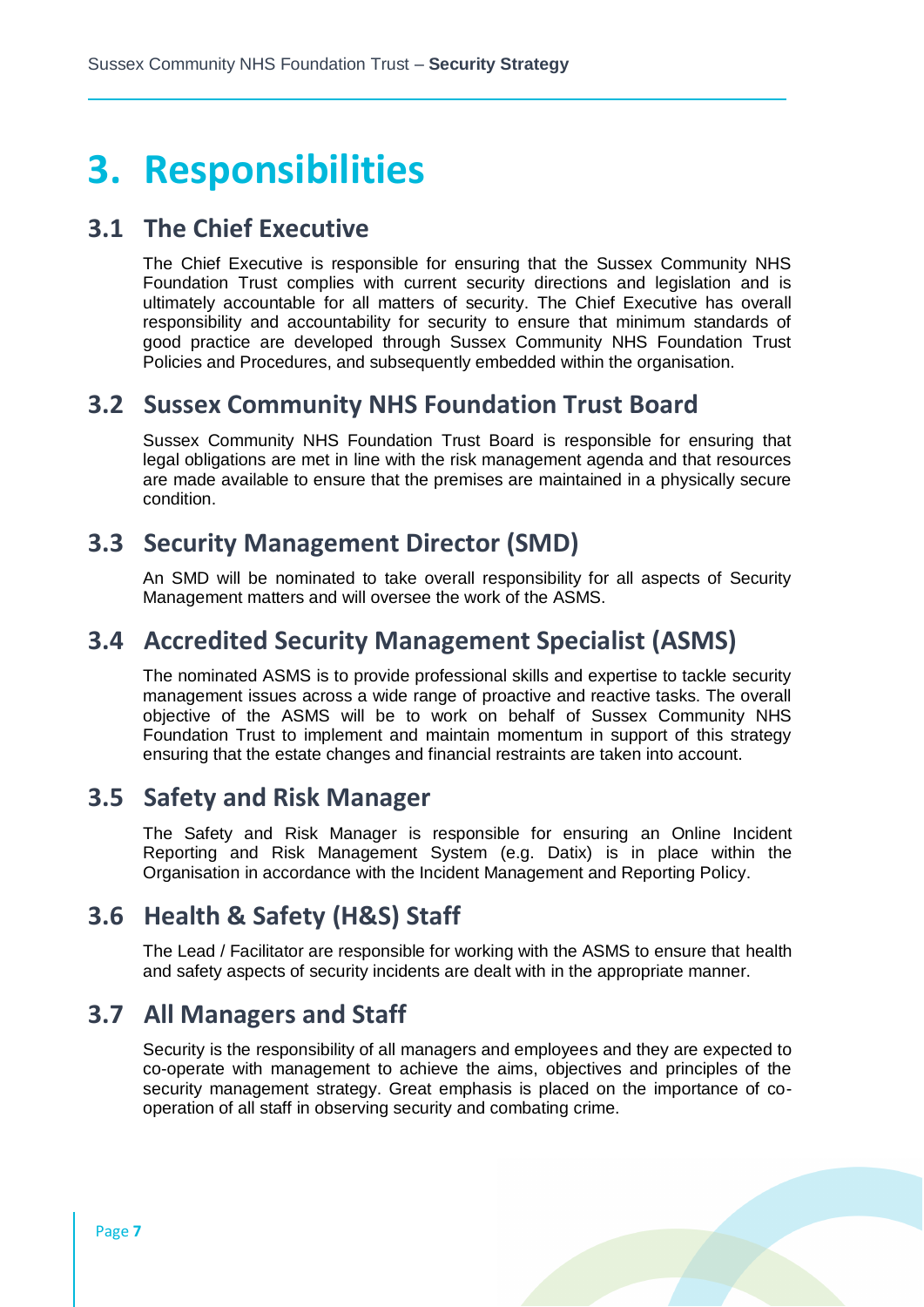# 3. Responsibilities

## 3.1 The Chief Executive

The Chief Executive is responsible for ensuring that the Sussex Community NHS Foundation Trust complies with current security directions and legislation and is ultimately accountable for all matters of security. The Chief Executive has overall responsibility and accountability for security to ensure that minimum standards of good practice are developed through Sussex Community NHS Foundation Trust Policies and Procedures, and subsequently embedded within the organisation.

## 3.2 Sussex Community NHS Foundation Trust Board

Sussex Community NHS Foundation Trust Board is responsible for ensuring that legal obligations are met in line with the risk management agenda and that resources are made available to ensure that the premises are maintained in a physically secure condition.

## 3.3 Security Management Director (SMD)

An SMD will be nominated to take overall responsibility for all aspects of Security Management matters and will oversee the work of the ASMS.

## 3.4 Accredited Security Management Specialist (ASMS)

The nominated ASMS is to provide professional skills and expertise to tackle security management issues across a wide range of proactive and reactive tasks. The overall objective of the ASMS will be to work on behalf of Sussex Community NHS Foundation Trust to implement and maintain momentum in support of this strategy ensuring that the estate changes and financial restraints are taken into account.

## 3.5 Safety and Risk Manager

The Safety and Risk Manager is responsible for ensuring an Online Incident Reporting and Risk Management System (e.g. Datix) is in place within the Organisation in accordance with the Incident Management and Reporting Policy.

## 3.6 Health & Safety (H&S) Staff

The Lead / Facilitator are responsible for working with the ASMS to ensure that health and safety aspects of security incidents are dealt with in the appropriate manner.

## 3.7 All Managers and Staff

Security is the responsibility of all managers and employees and they are expected to co-operate with management to achieve the aims, objectives and principles of the security management strategy. Great emphasis is placed on the importance of co-operation of all staff in observing security and combating crime.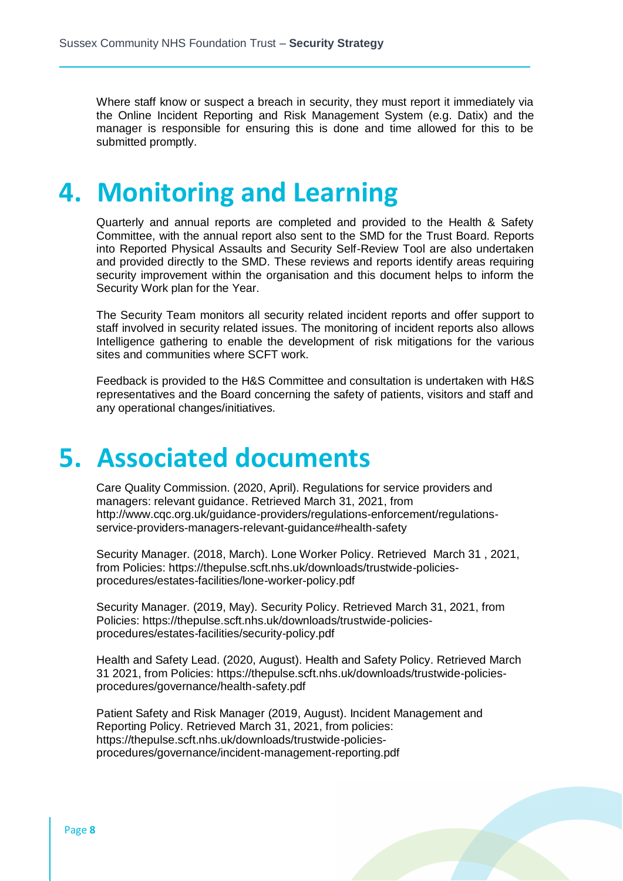Where staff know or suspect a breach in security, they must report it immediately via the Online Incident Reporting and Risk Management System (e.g. Datix) and the manager is responsible for ensuring this is done and time allowed for this to be submitted promptly.

# 4. Monitoring and Learning

Quarterly and annual reports are completed and provided to the Health & Safety Committee, with the annual report also sent to the SMD for the Trust Board. Reports into Reported Physical Assaults and Security Self-Review Tool are also undertaken and provided directly to the SMD. These reviews and reports identify areas requiring security improvement within the organisation and this document helps to inform the Security Work plan for the Year.

The Security Team monitors all security related incident reports and offer support to staff involved in security related issues. The monitoring of incident reports also allows Intelligence gathering to enable the development of risk mitigations for the various sites and communities where SCFT work.

Feedback is provided to the H&S Committee and consultation is undertaken with H&S representatives and the Board concerning the safety of patients, visitors and staff and any operational changes/initiatives.

# 5. Associated documents

Care Quality Commission. (2020, April). Regulations for service providers and managers: relevant guidance. Retrieved March 31, 2021, from http://www.cqc.org.uk/guidance-providers/regulations-enforcement/regulations-service-providers-managers-relevant-guidance#health-safety

Security Manager. (2018, March). Lone Worker Policy. Retrieved March 31 , 2021, from Policies: https://thepulse.scft.nhs.uk/downloads/trustwide-policies-procedures/estates-facilities/lone-worker-policy.pdf

Security Manager. (2019, May). Security Policy. Retrieved March 31, 2021, from Policies: https://thepulse.scft.nhs.uk/downloads/trustwide-policies-procedures/estates-facilities/security-policy.pdf

Health and Safety Lead. (2020, August). Health and Safety Policy. Retrieved March 31 2021, from Policies: https://thepulse.scft.nhs.uk/downloads/trustwide-policies-procedures/governance/health-safety.pdf

Patient Safety and Risk Manager (2019, August). Incident Management and Reporting Policy. Retrieved March 31, 2021, from policies: https://thepulse.scft.nhs.uk/downloads/trustwide-policies-procedures/governance/incident-management-reporting.pdf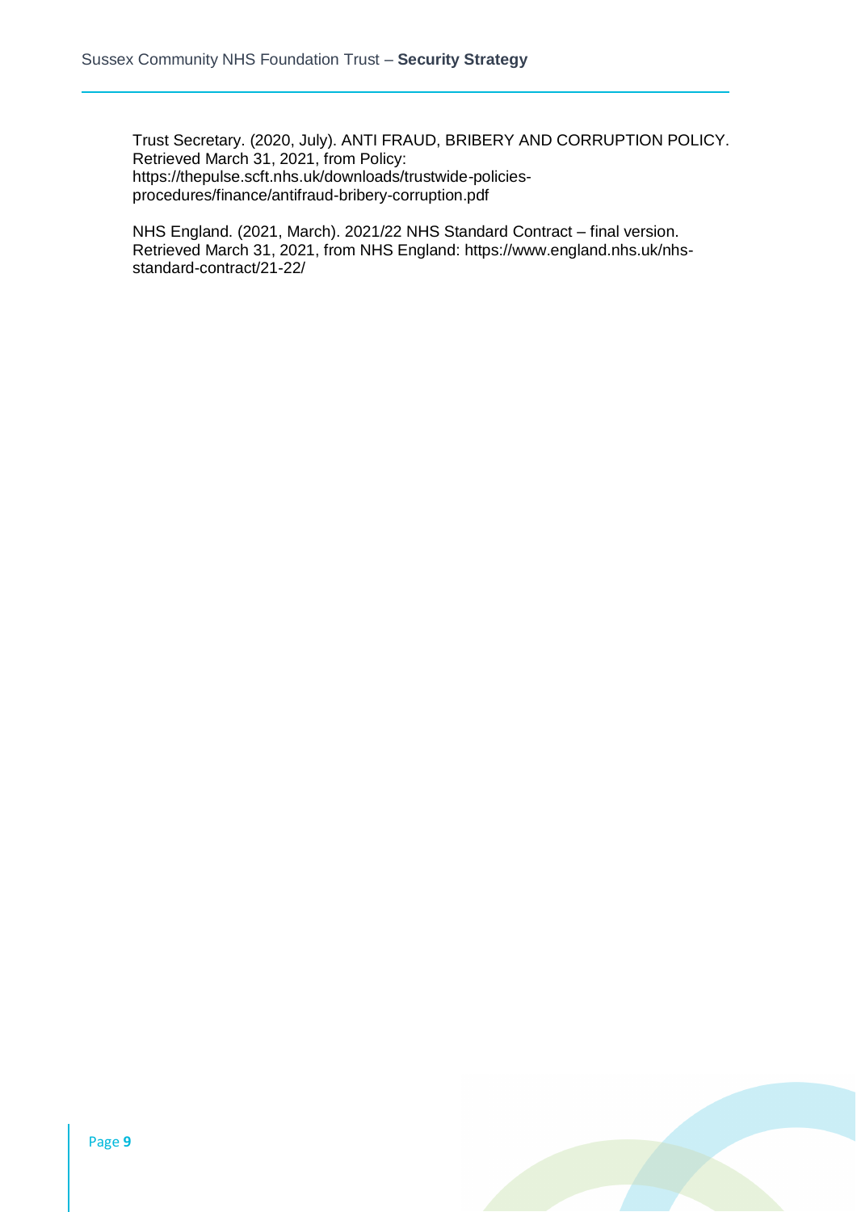Trust Secretary. (2020, July). ANTI FRAUD, BRIBERY AND CORRUPTION POLICY. Retrieved March 31, 2021, from Policy: https://thepulse.scft.nhs.uk/downloads/trustwide-policies-procedures/finance/antifraud-bribery-corruption.pdf

NHS England. (2021, March). 2021/22 NHS Standard Contract – final version. Retrieved March 31, 2021, from NHS England: https://www.england.nhs.uk/nhs-standard-contract/21-22/